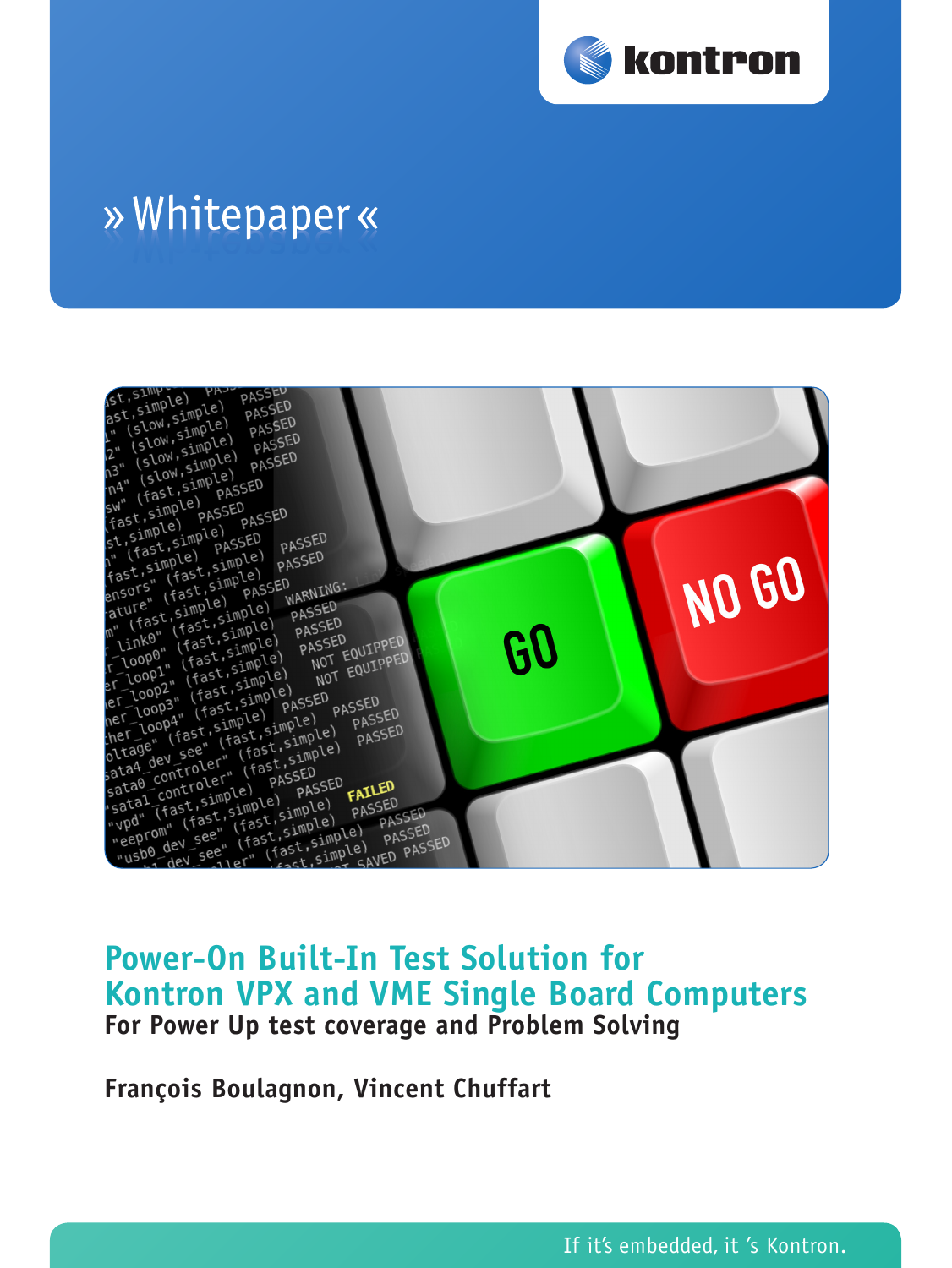» Whitepaper «

# Power-On Built-In Test Solution for Kontron VPX and VME Single Board Computers

**For Power Up test coverage and Problem Solving**

**François Boulagnon, Vincent Chuffart**

If it's embedded, it 's Kontron.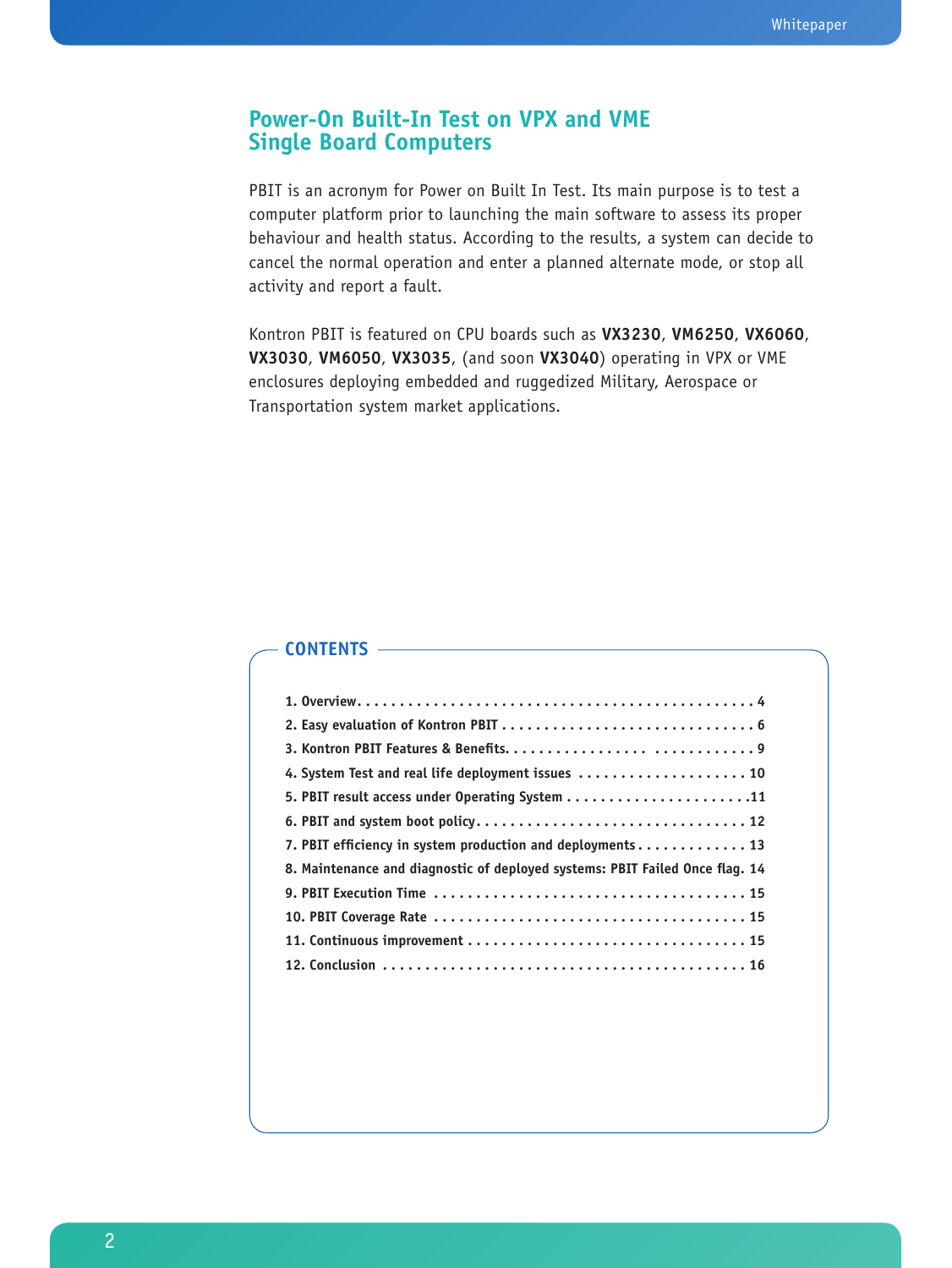# Power-On Built-In Test on VPX and VME Single Board Computers

PBIT is an acronym for Power on Built In Test. Its main purpose is to test a computer platform prior to launching the main software to assess its proper behaviour and health status. According to the results, a system can decide to cancel the normal operation and enter a planned alternate mode, or stop all activity and report a fault.

Kontron PBIT is featured on CPU boards such as **VX3230**, **VM6250**, **VX6060**, **VX3030**, **VM6050**, **VX3035**, (and soon **VX3040**) operating in VPX or VME enclosures deploying embedded and ruggedized Military, Aerospace or Transportation system market applications.

## CONTENTS

**1. Overview. . . . . . . . . . . . . . . . . . . . . . . . . . . . . . . . . . . . . . . . . . . . . . . . 4**
**2. Easy evaluation of Kontron PBIT . . . . . . . . . . . . . . . . . . . . . . . . . . . . . 6**
**3. Kontron PBIT Features & Benefits. . . . . . . . . . . . . . . . . . . . . . . . . . . . . 9**
**4. System Test and real life deployment issues . . . . . . . . . . . . . . . . . . . . 10**
**5. PBIT result access under Operating System . . . . . . . . . . . . . . . . . . . . . .11**
**6. PBIT and system boot policy. . . . . . . . . . . . . . . . . . . . . . . . . . . . . . . . 12**
**7. PBIT efficiency in system production and deployments . . . . . . . . . . . . . 13**
**8. Maintenance and diagnostic of deployed systems: PBIT Failed Once flag. 14**
**9. PBIT Execution Time . . . . . . . . . . . . . . . . . . . . . . . . . . . . . . . . . . . . . 15**
**10. PBIT Coverage Rate . . . . . . . . . . . . . . . . . . . . . . . . . . . . . . . . . . . . . 15**
**11. Continuous improvement . . . . . . . . . . . . . . . . . . . . . . . . . . . . . . . . . 15**
**12. Conclusion . . . . . . . . . . . . . . . . . . . . . . . . . . . . . . . . . . . . . . . . . . . 16**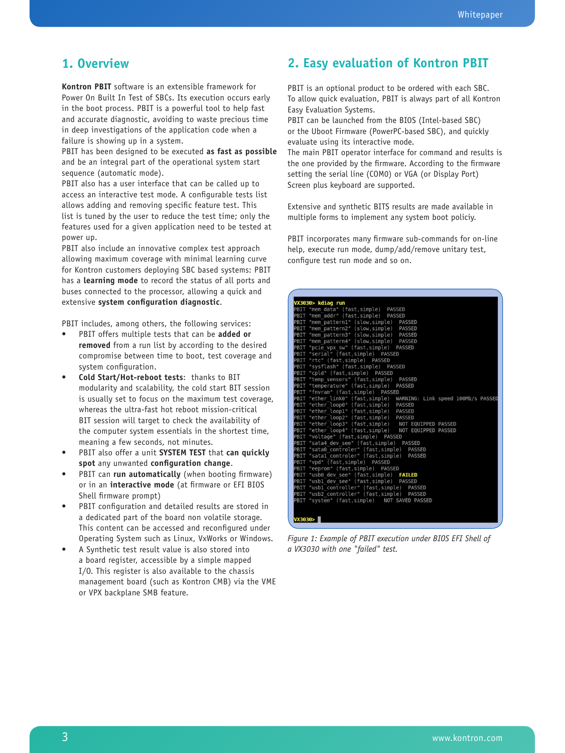## 1. Overview

**Kontron PBIT** software is an extensible framework for Power On Built In Test of SBCs. Its execution occurs early in the boot process. PBIT is a powerful tool to help fast and accurate diagnostic, avoiding to waste precious time in deep investigations of the application code when a failure is showing up in a system.
PBIT has been designed to be executed **as fast as possible** and be an integral part of the operational system start sequence (automatic mode).
PBIT also has a user interface that can be called up to access an interactive test mode. A configurable tests list allows adding and removing specific feature test. This list is tuned by the user to reduce the test time; only the features used for a given application need to be tested at power up.
PBIT also include an innovative complex test approach allowing maximum coverage with minimal learning curve for Kontron customers deploying SBC based systems: PBIT has a **learning mode** to record the status of all ports and buses connected to the processor, allowing a quick and extensive **system configuration diagnostic**.

PBIT includes, among others, the following services:

- PBIT offers multiple tests that can be **added or removed** from a run list by according to the desired compromise between time to boot, test coverage and system configuration.
- **Cold Start/Hot-reboot tests**: thanks to BIT modularity and scalability, the cold start BIT session is usually set to focus on the maximum test coverage, whereas the ultra-fast hot reboot mission-critical BIT session will target to check the availability of the computer system essentials in the shortest time, meaning a few seconds, not minutes.
- PBIT also offer a unit **SYSTEM TEST** that **can quickly spot** any unwanted **configuration change**.
- PBIT can **run automatically** (when booting firmware) or in an **interactive mode** (at firmware or EFI BIOS Shell firmware prompt)
- PBIT configuration and detailed results are stored in a dedicated part of the board non volatile storage. This content can be accessed and reconfigured under Operating System such as Linux, VxWorks or Windows.
- A Synthetic test result value is also stored into a board register, accessible by a simple mapped I/O. This register is also available to the chassis management board (such as Kontron CMB) via the VME or VPX backplane SMB feature.

## 2. Easy evaluation of Kontron PBIT

PBIT is an optional product to be ordered with each SBC. To allow quick evaluation, PBIT is always part of all Kontron Easy Evaluation Systems.
PBIT can be launched from the BIOS (Intel-based SBC) or the Uboot Firmware (PowerPC-based SBC), and quickly evaluate using its interactive mode.
The main PBIT operator interface for command and results is the one provided by the firmware. According to the firmware setting the serial line (COM0) or VGA (or Display Port) Screen plus keyboard are supported.

Extensive and synthetic BITS results are made available in multiple forms to implement any system boot policiy.

PBIT incorporates many firmware sub-commands for on-line help, execute run mode, dump/add/remove unitary test, configure test run mode and so on.

```
VX3030> kdiag run
PBIT "mem_data" (fast,simple)  PASSED
PBIT "mem_addr" (fast,simple)  PASSED
PBIT "mem_pattern1" (slow,simple)  PASSED
PBIT "mem_pattern2" (slow,simple)  PASSED
PBIT "mem_pattern3" (slow,simple)  PASSED
PBIT "mem_pattern4" (slow,simple)  PASSED
PBIT "pcie_vpx_sw" (fast,simple)  PASSED
PBIT "serial" (fast,simple)  PASSED
PBIT "rtc" (fast,simple)  PASSED
PBIT "sysflash" (fast,simple)  PASSED
PBIT "cpld" (fast,simple)  PASSED
PBIT "temp_sensors" (fast,simple)  PASSED
PBIT "temperature" (fast,simple)  PASSED
PBIT "fnvram" (fast,simple)  PASSED
PBIT "ether_link0" (fast,simple)  WARNING: Link speed 100Mb/s PASSED
PBIT "ether_loop0" (fast,simple)  PASSED
PBIT "ether_loop1" (fast,simple)  PASSED
PBIT "ether_loop2" (fast,simple)  PASSED
PBIT "ether_loop3" (fast,simple)  NOT EQUIPPED PASSED
PBIT "ether_loop4" (fast,simple)  NOT EQUIPPED PASSED
PBIT "voltage" (fast,simple)  PASSED
PBIT "sata4_dev_see" (fast,simple)  PASSED
PBIT "sata0_controler" (fast,simple)  PASSED
PBIT "sata1_controler" (fast,simple)  PASSED
PBIT "vpd" (fast,simple)  PASSED
PBIT "eeprom" (fast,simple)  PASSED
PBIT "usb0_dev_see" (fast,simple)  FAILED
PBIT "usb1_dev_see" (fast,simple)  PASSED
PBIT "usb1_controller" (fast,simple)  PASSED
PBIT "usb2_controller" (fast,simple)  PASSED
PBIT "system" (fast,simple)  NOT SAVED PASSED

VX3030>
```

*Figure 1: Example of PBIT execution under BIOS EFI Shell of a VX3030 with one "failed" test.*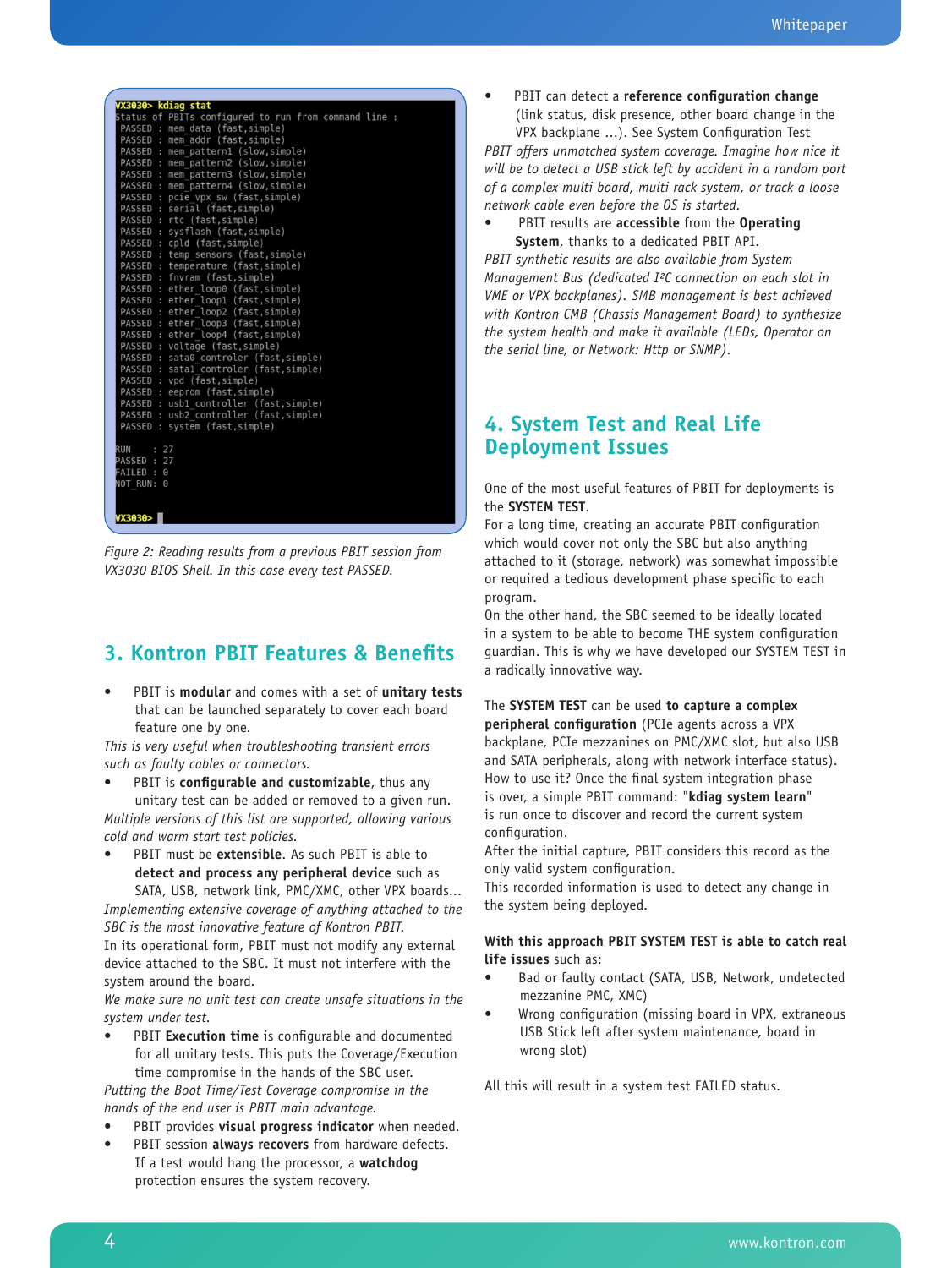```
VX3030> kdiag stat
Status of PBITs configured to run from command line :
 PASSED : mem_data (fast,simple)
 PASSED : mem_addr (fast,simple)
 PASSED : mem_pattern1 (slow,simple)
 PASSED : mem_pattern2 (slow,simple)
 PASSED : mem_pattern3 (slow,simple)
 PASSED : mem_pattern4 (slow,simple)
 PASSED : pcie_vpx_sw (fast,simple)
 PASSED : serial (fast,simple)
 PASSED : rtc (fast,simple)
 PASSED : sysflash (fast,simple)
 PASSED : cpld (fast,simple)
 PASSED : temp_sensors (fast,simple)
 PASSED : temperature (fast,simple)
 PASSED : fnvram (fast,simple)
 PASSED : ether_loop0 (fast,simple)
 PASSED : ether_loop1 (fast,simple)
 PASSED : ether_loop2 (fast,simple)
 PASSED : ether_loop3 (fast,simple)
 PASSED : ether_loop4 (fast,simple)
 PASSED : voltage (fast,simple)
 PASSED : sata0_controler (fast,simple)
 PASSED : sata1_controler (fast,simple)
 PASSED : vpd (fast,simple)
 PASSED : eeprom (fast,simple)
 PASSED : usb1_controller (fast,simple)
 PASSED : usb2_controller (fast,simple)
 PASSED : system (fast,simple)

RUN    : 27
PASSED : 27
FAILED : 0
NOT_RUN: 0

VX3030>
```

*Figure 2: Reading results from a previous PBIT session from VX3030 BIOS Shell. In this case every test PASSED.*

## 3. Kontron PBIT Features & Benefits

- PBIT is **modular** and comes with a set of **unitary tests** that can be launched separately to cover each board feature one by one.

*This is very useful when troubleshooting transient errors such as faulty cables or connectors.*

- PBIT is **configurable and customizable**, thus any unitary test can be added or removed to a given run.

*Multiple versions of this list are supported, allowing various cold and warm start test policies.*

- PBIT must be **extensible**. As such PBIT is able to **detect and process any peripheral device** such as SATA, USB, network link, PMC/XMC, other VPX boards...

*Implementing extensive coverage of anything attached to the SBC is the most innovative feature of Kontron PBIT.*

In its operational form, PBIT must not modify any external device attached to the SBC. It must not interfere with the system around the board.

*We make sure no unit test can create unsafe situations in the system under test.*

- PBIT **Execution time** is configurable and documented for all unitary tests. This puts the Coverage/Execution time compromise in the hands of the SBC user.

*Putting the Boot Time/Test Coverage compromise in the hands of the end user is PBIT main advantage.*

- PBIT provides **visual progress indicator** when needed.
- PBIT session **always recovers** from hardware defects. If a test would hang the processor, a **watchdog** protection ensures the system recovery.
- PBIT can detect a **reference configuration change** (link status, disk presence, other board change in the VPX backplane ...). See System Configuration Test

*PBIT offers unmatched system coverage. Imagine how nice it will be to detect a USB stick left by accident in a random port of a complex multi board, multi rack system, or track a loose network cable even before the OS is started.*

- PBIT results are **accessible** from the **Operating System**, thanks to a dedicated PBIT API.

*PBIT synthetic results are also available from System Management Bus (dedicated I²C connection on each slot in VME or VPX backplanes). SMB management is best achieved with Kontron CMB (Chassis Management Board) to synthesize the system health and make it available (LEDs, Operator on the serial line, or Network: Http or SNMP).*

## 4. System Test and Real Life Deployment Issues

One of the most useful features of PBIT for deployments is the **SYSTEM TEST**.

For a long time, creating an accurate PBIT configuration which would cover not only the SBC but also anything attached to it (storage, network) was somewhat impossible or required a tedious development phase specific to each program.

On the other hand, the SBC seemed to be ideally located in a system to be able to become THE system configuration guardian. This is why we have developed our SYSTEM TEST in a radically innovative way.

The **SYSTEM TEST** can be used **to capture a complex peripheral configuration** (PCIe agents across a VPX backplane, PCIe mezzanines on PMC/XMC slot, but also USB and SATA peripherals, along with network interface status). How to use it? Once the final system integration phase is over, a simple PBIT command: "**kdiag system learn**" is run once to discover and record the current system configuration.

After the initial capture, PBIT considers this record as the only valid system configuration.

This recorded information is used to detect any change in the system being deployed.

**With this approach PBIT SYSTEM TEST is able to catch real life issues** such as:

- Bad or faulty contact (SATA, USB, Network, undetected mezzanine PMC, XMC)
- Wrong configuration (missing board in VPX, extraneous USB Stick left after system maintenance, board in wrong slot)

All this will result in a system test FAILED status.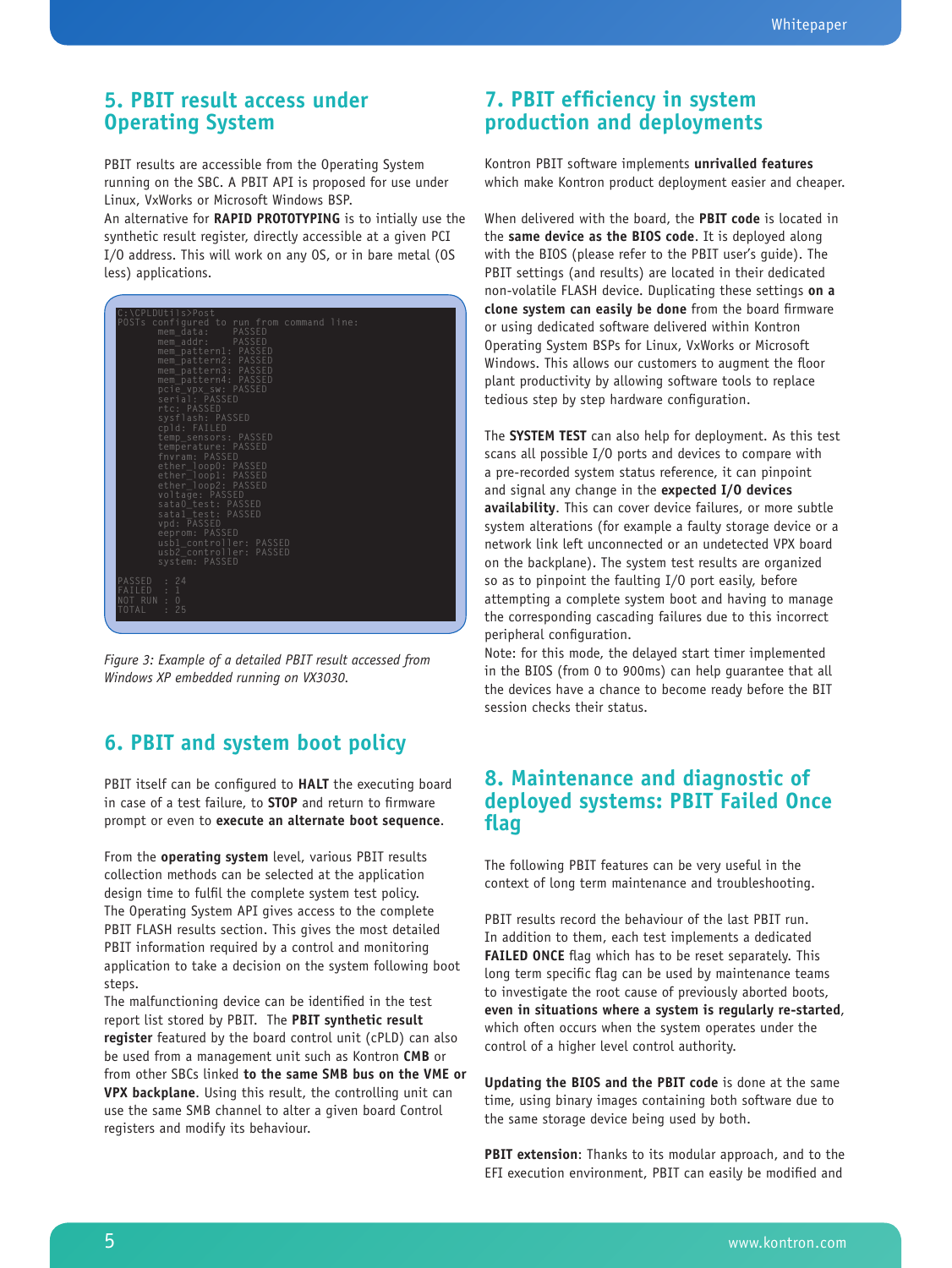## 5. PBIT result access under Operating System

PBIT results are accessible from the Operating System running on the SBC. A PBIT API is proposed for use under Linux, VxWorks or Microsoft Windows BSP.
An alternative for **RAPID PROTOTYPING** is to intially use the synthetic result register, directly accessible at a given PCI I/O address. This will work on any OS, or in bare metal (OS less) applications.

```
C:\CPLDUtils>Post
POSTs configured to run from command line:
        mem_data:    PASSED
        mem_addr:    PASSED
        mem_pattern1: PASSED
        mem_pattern2: PASSED
        mem_pattern3: PASSED
        mem_pattern4: PASSED
        pcie_vpx_sw: PASSED
        serial: PASSED
        rtc: PASSED
        sysflash: PASSED
        cpld: FAILED
        temp_sensors: PASSED
        temperature: PASSED
        fnvram: PASSED
        ether_loop0: PASSED
        ether_loop1: PASSED
        ether_loop2: PASSED
        voltage: PASSED
        sata0_test: PASSED
        sata1_test: PASSED
        vpd: PASSED
        eeprom: PASSED
        usb1_controller: PASSED
        usb2_controller: PASSED
        system: PASSED

PASSED  : 24
FAILED  : 1
NOT RUN : 0
TOTAL   : 25
```

*Figure 3: Example of a detailed PBIT result accessed from Windows XP embedded running on VX3030.*

## 6. PBIT and system boot policy

PBIT itself can be configured to **HALT** the executing board in case of a test failure, to **STOP** and return to firmware prompt or even to **execute an alternate boot sequence**.

From the **operating system** level, various PBIT results collection methods can be selected at the application design time to fulfil the complete system test policy.
The Operating System API gives access to the complete PBIT FLASH results section. This gives the most detailed PBIT information required by a control and monitoring application to take a decision on the system following boot steps.
The malfunctioning device can be identified in the test report list stored by PBIT. The **PBIT synthetic result register** featured by the board control unit (cPLD) can also be used from a management unit such as Kontron **CMB** or from other SBCs linked **to the same SMB bus on the VME or VPX backplane**. Using this result, the controlling unit can use the same SMB channel to alter a given board Control registers and modify its behaviour.

## 7. PBIT efficiency in system production and deployments

Kontron PBIT software implements **unrivalled features** which make Kontron product deployment easier and cheaper.

When delivered with the board, the **PBIT code** is located in the **same device as the BIOS code**. It is deployed along with the BIOS (please refer to the PBIT user's guide). The PBIT settings (and results) are located in their dedicated non-volatile FLASH device. Duplicating these settings **on a clone system can easily be done** from the board firmware or using dedicated software delivered within Kontron Operating System BSPs for Linux, VxWorks or Microsoft Windows. This allows our customers to augment the floor plant productivity by allowing software tools to replace tedious step by step hardware configuration.

The **SYSTEM TEST** can also help for deployment. As this test scans all possible I/O ports and devices to compare with a pre-recorded system status reference, it can pinpoint and signal any change in the **expected I/O devices availability**. This can cover device failures, or more subtle system alterations (for example a faulty storage device or a network link left unconnected or an undetected VPX board on the backplane). The system test results are organized so as to pinpoint the faulting I/O port easily, before attempting a complete system boot and having to manage the corresponding cascading failures due to this incorrect peripheral configuration.
Note: for this mode, the delayed start timer implemented in the BIOS (from 0 to 900ms) can help guarantee that all the devices have a chance to become ready before the BIT session checks their status.

## 8. Maintenance and diagnostic of deployed systems: PBIT Failed Once flag

The following PBIT features can be very useful in the context of long term maintenance and troubleshooting.

PBIT results record the behaviour of the last PBIT run. In addition to them, each test implements a dedicated **FAILED ONCE** flag which has to be reset separately. This long term specific flag can be used by maintenance teams to investigate the root cause of previously aborted boots, **even in situations where a system is regularly re-started**, which often occurs when the system operates under the control of a higher level control authority.

**Updating the BIOS and the PBIT code** is done at the same time, using binary images containing both software due to the same storage device being used by both.

**PBIT extension**: Thanks to its modular approach, and to the EFI execution environment, PBIT can easily be modified and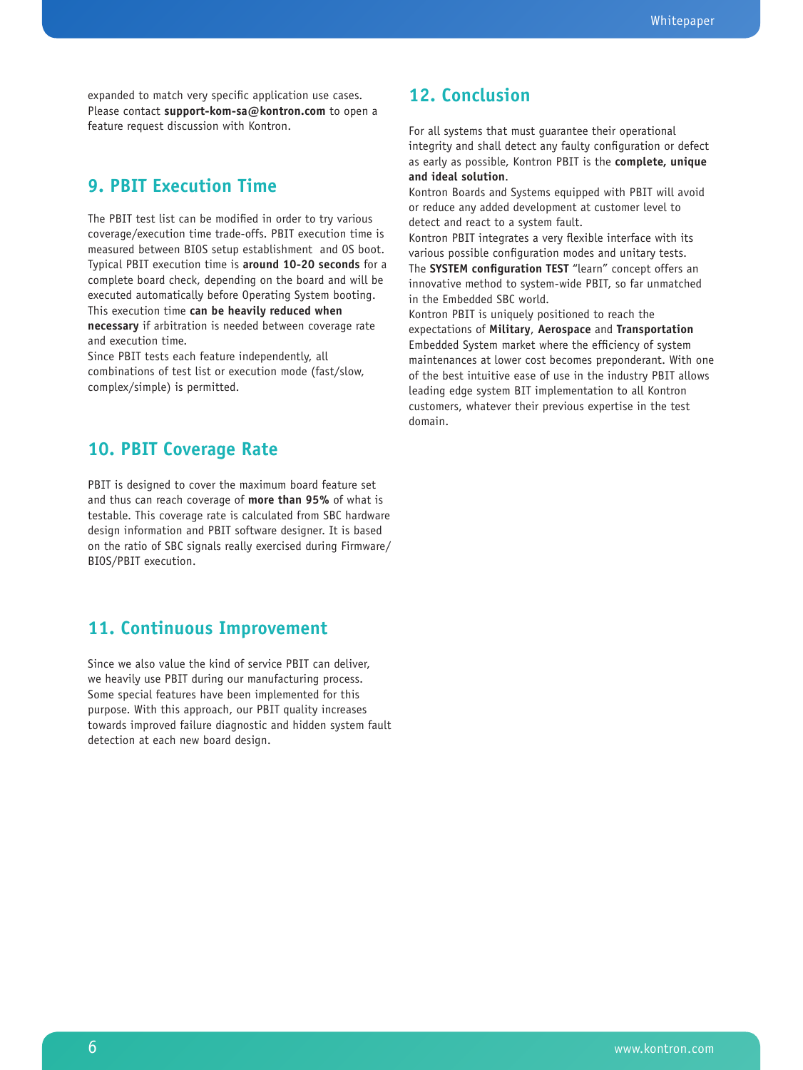expanded to match very specific application use cases. Please contact **support-kom-sa@kontron.com** to open a feature request discussion with Kontron.

## 9. PBIT Execution Time

The PBIT test list can be modified in order to try various coverage/execution time trade-offs. PBIT execution time is measured between BIOS setup establishment and OS boot. Typical PBIT execution time is **around 10-20 seconds** for a complete board check, depending on the board and will be executed automatically before Operating System booting. This execution time **can be heavily reduced when necessary** if arbitration is needed between coverage rate and execution time.
Since PBIT tests each feature independently, all combinations of test list or execution mode (fast/slow, complex/simple) is permitted.

## 10. PBIT Coverage Rate

PBIT is designed to cover the maximum board feature set and thus can reach coverage of **more than 95%** of what is testable. This coverage rate is calculated from SBC hardware design information and PBIT software designer. It is based on the ratio of SBC signals really exercised during Firmware/BIOS/PBIT execution.

## 11. Continuous Improvement

Since we also value the kind of service PBIT can deliver, we heavily use PBIT during our manufacturing process. Some special features have been implemented for this purpose. With this approach, our PBIT quality increases towards improved failure diagnostic and hidden system fault detection at each new board design.

## 12. Conclusion

For all systems that must guarantee their operational integrity and shall detect any faulty configuration or defect as early as possible, Kontron PBIT is the **complete, unique and ideal solution**.
Kontron Boards and Systems equipped with PBIT will avoid or reduce any added development at customer level to detect and react to a system fault.
Kontron PBIT integrates a very flexible interface with its various possible configuration modes and unitary tests.
The **SYSTEM configuration TEST** "learn" concept offers an innovative method to system-wide PBIT, so far unmatched in the Embedded SBC world.
Kontron PBIT is uniquely positioned to reach the expectations of **Military**, **Aerospace** and **Transportation** Embedded System market where the efficiency of system maintenances at lower cost becomes preponderant. With one of the best intuitive ease of use in the industry PBIT allows leading edge system BIT implementation to all Kontron customers, whatever their previous expertise in the test domain.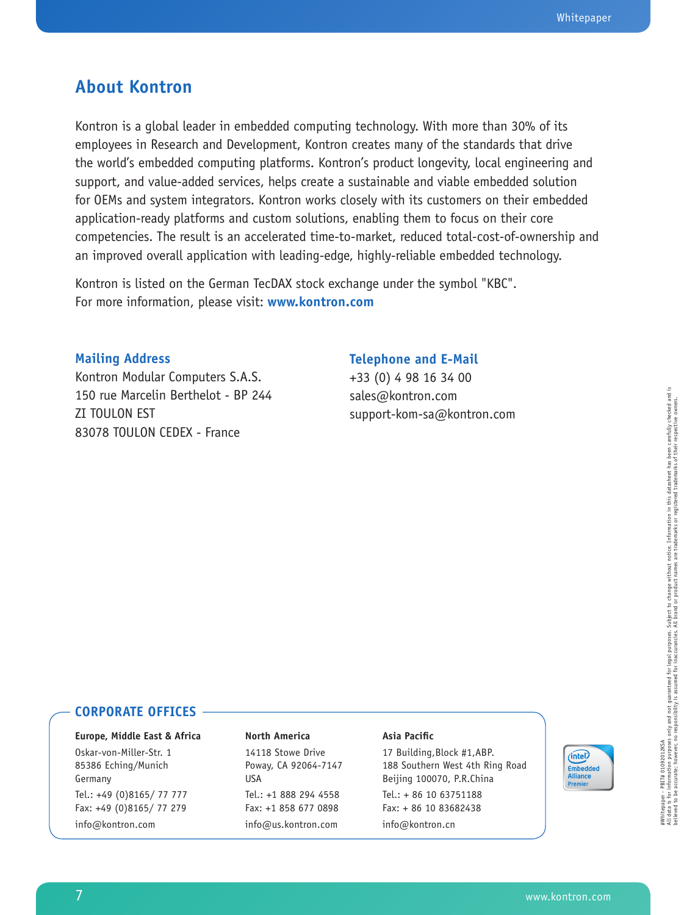## About Kontron

Kontron is a global leader in embedded computing technology. With more than 30% of its employees in Research and Development, Kontron creates many of the standards that drive the world's embedded computing platforms. Kontron's product longevity, local engineering and support, and value-added services, helps create a sustainable and viable embedded solution for OEMs and system integrators. Kontron works closely with its customers on their embedded application-ready platforms and custom solutions, enabling them to focus on their core competencies. The result is an accelerated time-to-market, reduced total-cost-of-ownership and an improved overall application with leading-edge, highly-reliable embedded technology.

Kontron is listed on the German TecDAX stock exchange under the symbol "KBC".
For more information, please visit: **www.kontron.com**

### Mailing Address

Kontron Modular Computers S.A.S.
150 rue Marcelin Berthelot - BP 244
ZI TOULON EST
83078 TOULON CEDEX - France

### Telephone and E-Mail

+33 (0) 4 98 16 34 00
sales@kontron.com
support-kom-sa@kontron.com

### CORPORATE OFFICES

**Europe, Middle East & Africa**
Oskar-von-Miller-Str. 1
85386 Eching/Munich
Germany
Tel.: +49 (0)8165/ 77 777
Fax: +49 (0)8165/ 77 279
info@kontron.com

**North America**
14118 Stowe Drive
Poway, CA 92064-7147
USA
Tel.: +1 888 294 4558
Fax: +1 858 677 0898
info@us.kontron.com

**Asia Pacific**
17 Building,Block #1,ABP.
188 Southern West 4th Ring Road
Beijing 100070, P.R.China
Tel.: + 86 10 63751188
Fax: + 86 10 83682438
info@kontron.cn

intel Embedded Alliance Premier

#Whitepaper - PBITH 01092012KSA
All data is for information purposes only and not guaranteed for legal purposes. Subject to change without notice. Information in this datasheet has been carefully checked and is believed to be accurate; however, no responsibility is assumed for inaccuracies. All brand or product names are trademarks or registered trademarks of their respective owners.